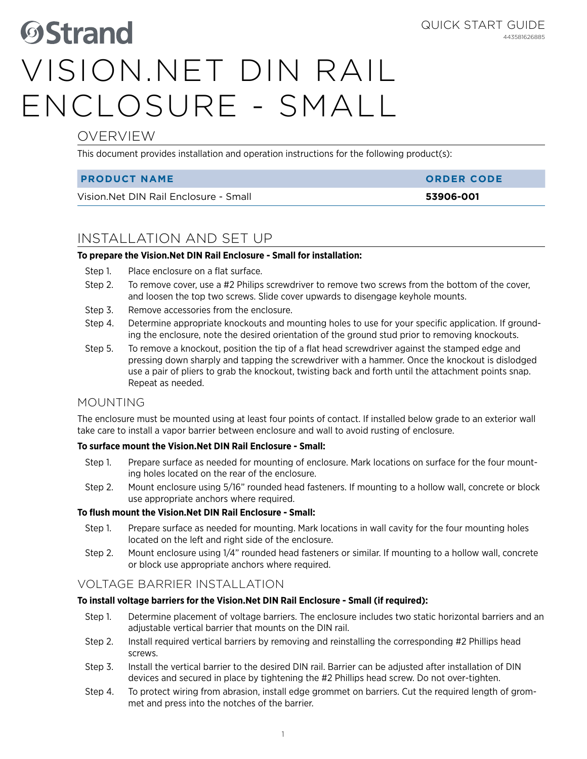Strand

QUICK START GUIDE
443581626885

# VISION.NET DIN RAIL ENCLOSURE - SMALL

## OVERVIEW

This document provides installation and operation instructions for the following product(s):

| PRODUCT NAME | ORDER CODE |
|---|---|
| Vision.Net DIN Rail Enclosure - Small | **53906-001** |

## INSTALLATION AND SET UP

**To prepare the Vision.Net DIN Rail Enclosure - Small for installation:**

- Step 1. Place enclosure on a flat surface.
- Step 2. To remove cover, use a #2 Philips screwdriver to remove two screws from the bottom of the cover, and loosen the top two screws. Slide cover upwards to disengage keyhole mounts.
- Step 3. Remove accessories from the enclosure.
- Step 4. Determine appropriate knockouts and mounting holes to use for your specific application. If grounding the enclosure, note the desired orientation of the ground stud prior to removing knockouts.
- Step 5. To remove a knockout, position the tip of a flat head screwdriver against the stamped edge and pressing down sharply and tapping the screwdriver with a hammer. Once the knockout is dislodged use a pair of pliers to grab the knockout, twisting back and forth until the attachment points snap. Repeat as needed.

## MOUNTING

The enclosure must be mounted using at least four points of contact. If installed below grade to an exterior wall take care to install a vapor barrier between enclosure and wall to avoid rusting of enclosure.

**To surface mount the Vision.Net DIN Rail Enclosure - Small:**

- Step 1. Prepare surface as needed for mounting of enclosure. Mark locations on surface for the four mounting holes located on the rear of the enclosure.
- Step 2. Mount enclosure using 5/16" rounded head fasteners. If mounting to a hollow wall, concrete or block use appropriate anchors where required.

**To flush mount the Vision.Net DIN Rail Enclosure - Small:**

- Step 1. Prepare surface as needed for mounting. Mark locations in wall cavity for the four mounting holes located on the left and right side of the enclosure.
- Step 2. Mount enclosure using 1/4" rounded head fasteners or similar. If mounting to a hollow wall, concrete or block use appropriate anchors where required.

## VOLTAGE BARRIER INSTALLATION

**To install voltage barriers for the Vision.Net DIN Rail Enclosure - Small (if required):**

- Step 1. Determine placement of voltage barriers. The enclosure includes two static horizontal barriers and an adjustable vertical barrier that mounts on the DIN rail.
- Step 2. Install required vertical barriers by removing and reinstalling the corresponding #2 Phillips head screws.
- Step 3. Install the vertical barrier to the desired DIN rail. Barrier can be adjusted after installation of DIN devices and secured in place by tightening the #2 Phillips head screw. Do not over-tighten.
- Step 4. To protect wiring from abrasion, install edge grommet on barriers. Cut the required length of grommet and press into the notches of the barrier.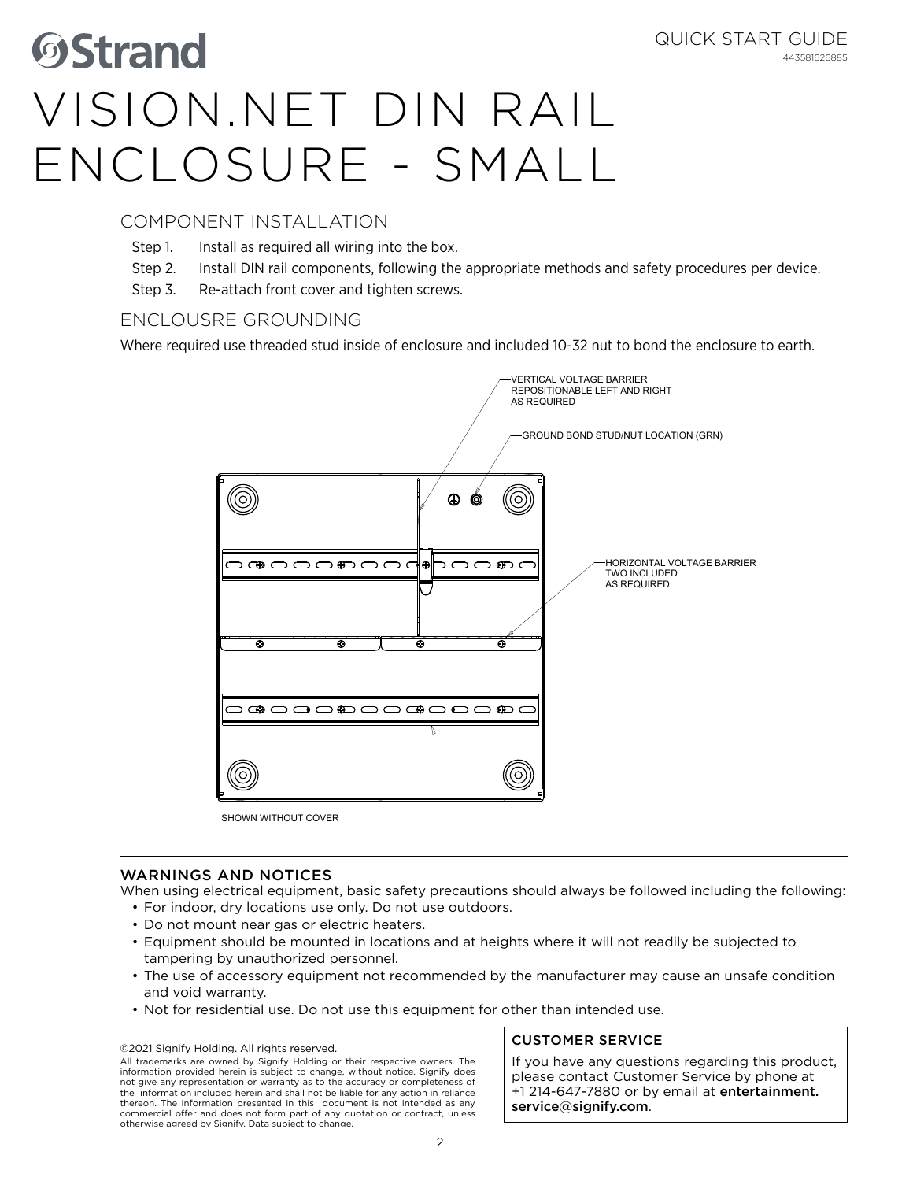# VISION.NET DIN RAIL ENCLOSURE - SMALL

QUICK START GUIDE

443581626885

## COMPONENT INSTALLATION

Step 1. Install as required all wiring into the box.

Step 2. Install DIN rail components, following the appropriate methods and safety procedures per device.

Step 3. Re-attach front cover and tighten screws.

## ENCLOUSRE GROUNDING

Where required use threaded stud inside of enclosure and included 10-32 nut to bond the enclosure to earth.

VERTICAL VOLTAGE BARRIER
REPOSITIONABLE LEFT AND RIGHT
AS REQUIRED

GROUND BOND STUD/NUT LOCATION (GRN)

HORIZONTAL VOLTAGE BARRIER
TWO INCLUDED
AS REQUIRED

SHOWN WITHOUT COVER

## WARNINGS AND NOTICES

When using electrical equipment, basic safety precautions should always be followed including the following:

- For indoor, dry locations use only. Do not use outdoors.
- Do not mount near gas or electric heaters.
- Equipment should be mounted in locations and at heights where it will not readily be subjected to tampering by unauthorized personnel.
- The use of accessory equipment not recommended by the manufacturer may cause an unsafe condition and void warranty.
- Not for residential use. Do not use this equipment for other than intended use.

©2021 Signify Holding. All rights reserved.

All trademarks are owned by Signify Holding or their respective owners. The information provided herein is subject to change, without notice. Signify does not give any representation or warranty as to the accuracy or completeness of the information included herein and shall not be liable for any action in reliance thereon. The information presented in this document is not intended as any commercial offer and does not form part of any quotation or contract, unless otherwise agreed by Signify. Data subject to change.

### CUSTOMER SERVICE

If you have any questions regarding this product, please contact Customer Service by phone at +1 214-647-7880 or by email at **entertainment.service@signify.com**.